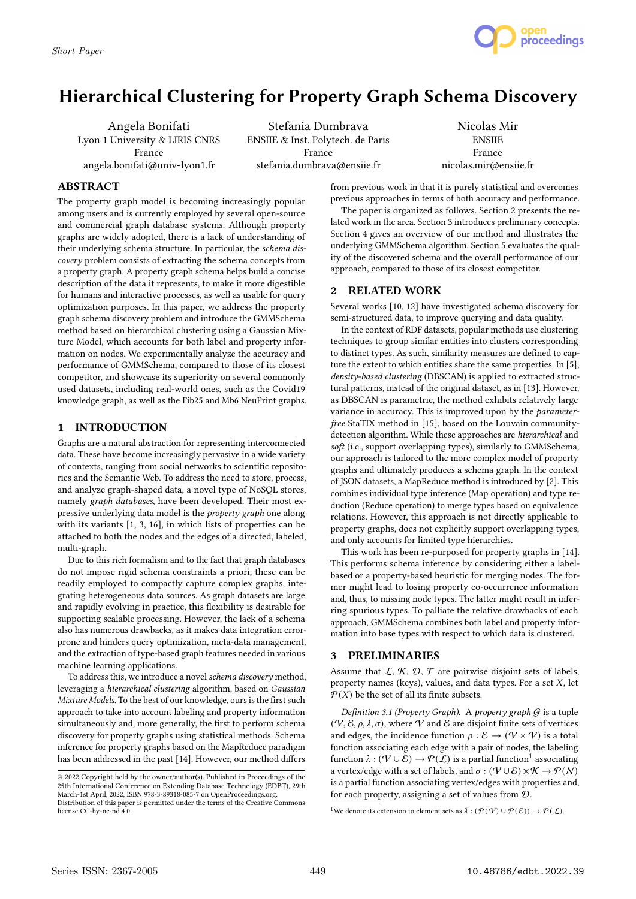# Hierarchical Clustering for Property Graph Schema Discovery

Angela Bonifati
Lyon 1 University & LIRIS CNRS
France
angela.bonifati@univ-lyon1.fr

Stefania Dumbrava
ENSIIE & Inst. Polytech. de Paris
France
stefania.dumbrava@ensiie.fr

Nicolas Mir
ENSIIE
France
nicolas.mir@ensiie.fr

## ABSTRACT

The property graph model is becoming increasingly popular among users and is currently employed by several open-source and commercial graph database systems. Although property graphs are widely adopted, there is a lack of understanding of their underlying schema structure. In particular, the *schema discovery* problem consists of extracting the schema concepts from a property graph. A property graph schema helps build a concise description of the data it represents, to make it more digestible for humans and interactive processes, as well as usable for query optimization purposes. In this paper, we address the property graph schema discovery problem and introduce the GMMSchema method based on hierarchical clustering using a Gaussian Mixture Model, which accounts for both label and property information on nodes. We experimentally analyze the accuracy and performance of GMMSchema, compared to those of its closest competitor, and showcase its superiority on several commonly used datasets, including real-world ones, such as the Covid19 knowledge graph, as well as the Fib25 and Mb6 NeuPrint graphs.

## 1 INTRODUCTION

Graphs are a natural abstraction for representing interconnected data. These have become increasingly pervasive in a wide variety of contexts, ranging from social networks to scientific repositories and the Semantic Web. To address the need to store, process, and analyze graph-shaped data, a novel type of NoSQL stores, namely *graph databases*, have been developed. Their most expressive underlying data model is the *property graph* one along with its variants [1, 3, 16], in which lists of properties can be attached to both the nodes and the edges of a directed, labeled, multi-graph.

Due to this rich formalism and to the fact that graph databases do not impose rigid schema constraints a priori, these can be readily employed to compactly capture complex graphs, integrating heterogeneous data sources. As graph datasets are large and rapidly evolving in practice, this flexibility is desirable for supporting scalable processing. However, the lack of a schema also has numerous drawbacks, as it makes data integration error-prone and hinders query optimization, meta-data management, and the extraction of type-based graph features needed in various machine learning applications.

To address this, we introduce a novel *schema discovery* method, leveraging a *hierarchical clustering* algorithm, based on *Gaussian Mixture Models*. To the best of our knowledge, ours is the first such approach to take into account labeling and property information simultaneously and, more generally, the first to perform schema discovery for property graphs using statistical methods. Schema inference for property graphs based on the MapReduce paradigm has been addressed in the past [14]. However, our method differs from previous work in that it is purely statistical and overcomes previous approaches in terms of both accuracy and performance.

The paper is organized as follows. Section 2 presents the related work in the area. Section 3 introduces preliminary concepts. Section 4 gives an overview of our method and illustrates the underlying GMMSchema algorithm. Section 5 evaluates the quality of the discovered schema and the overall performance of our approach, compared to those of its closest competitor.

## 2 RELATED WORK

Several works [10, 12] have investigated schema discovery for semi-structured data, to improve querying and data quality.

In the context of RDF datasets, popular methods use clustering techniques to group similar entities into clusters corresponding to distinct types. As such, similarity measures are defined to capture the extent to which entities share the same properties. In [5], *density-based clustering* (DBSCAN) is applied to extracted structural patterns, instead of the original dataset, as in [13]. However, as DBSCAN is parametric, the method exhibits relatively large variance in accuracy. This is improved upon by the *parameter-free* StaTIX method in [15], based on the Louvain community-detection algorithm. While these approaches are *hierarchical* and *soft* (i.e., support overlapping types), similarly to GMMSchema, our approach is tailored to the more complex model of property graphs and ultimately produces a schema graph. In the context of JSON datasets, a MapReduce method is introduced by [2]. This combines individual type inference (Map operation) and type reduction (Reduce operation) to merge types based on equivalence relations. However, this approach is not directly applicable to property graphs, does not explicitly support overlapping types, and only accounts for limited type hierarchies.

This work has been re-purposed for property graphs in [14]. This performs schema inference by considering either a label-based or a property-based heuristic for merging nodes. The former might lead to losing property co-occurrence information and, thus, to missing node types. The latter might result in inferring spurious types. To palliate the relative drawbacks of each approach, GMMSchema combines both label and property information into base types with respect to which data is clustered.

## 3 PRELIMINARIES

Assume that $\mathcal{L}$, $\mathcal{K}$, $\mathcal{D}$, $\mathcal{T}$ are pairwise disjoint sets of labels, property names (keys), values, and data types. For a set $X$, let $\mathcal{P}(X)$ be the set of all its finite subsets.

*Definition 3.1 (Property Graph).* A *property graph* $\mathcal{G}$ is a tuple $(\mathcal{V}, \mathcal{E}, \rho, \lambda, \sigma)$, where $\mathcal{V}$ and $\mathcal{E}$ are disjoint finite sets of vertices and edges, the incidence function $\rho : \mathcal{E} \rightarrow (\mathcal{V} \times \mathcal{V})$ is a total function associating each edge with a pair of nodes, the labeling function $\lambda : (\mathcal{V} \cup \mathcal{E}) \rightarrow \mathcal{P}(\mathcal{L})$ is a partial function[1] associating a vertex/edge with a set of labels, and $\sigma : (\mathcal{V} \cup \mathcal{E}) \times \mathcal{K} \rightarrow \mathcal{P}(\mathcal{N})$ is a partial function associating vertex/edges with properties and, for each property, assigning a set of values from $\mathcal{D}$.

[1] We denote its extension to element sets as $\bar{\lambda} : (\mathcal{P}(\mathcal{V}) \cup \mathcal{P}(\mathcal{E})) \rightarrow \mathcal{P}(\mathcal{L})$.

© 2022 Copyright held by the owner/author(s). Published in Proceedings of the 25th International Conference on Extending Database Technology (EDBT), 29th March-1st April, 2022, ISBN 978-3-89318-085-7 on OpenProceedings.org.
Distribution of this paper is permitted under the terms of the Creative Commons license CC-by-nc-nd 4.0.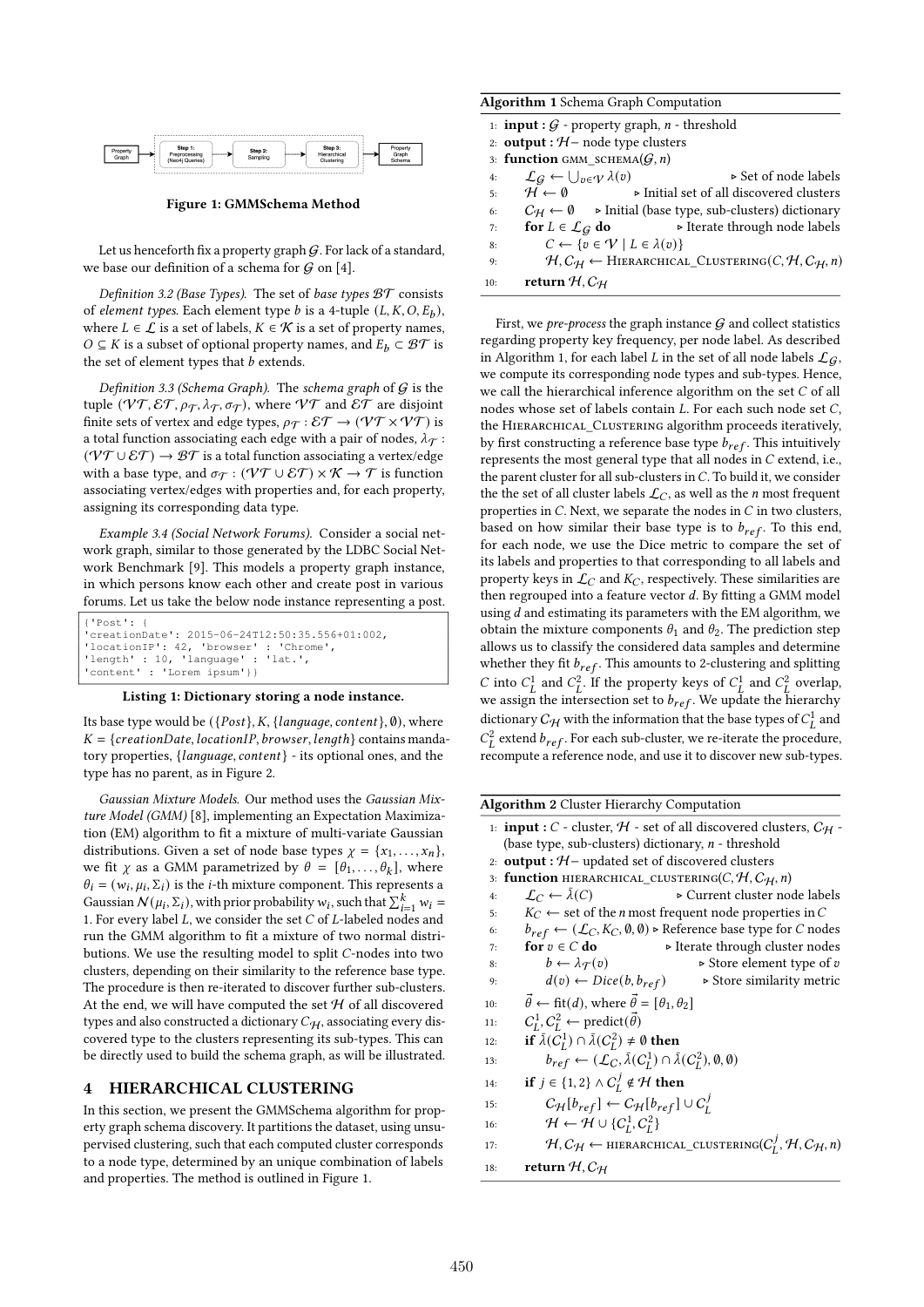Property Graph → Step 1: Preprocessing (Neo4j Queries) → Step 2: Sampling → Step 3: Hierarchical Clustering → Property Graph Schema

**Figure 1: GMMSchema Method**

Let us henceforth fix a property graph $\mathcal{G}$. For lack of a standard, we base our definition of a schema for $\mathcal{G}$ on [4].

*Definition 3.2 (Base Types).* The set of *base types* $\mathcal{BT}$ consists of *element types*. Each element type $b$ is a 4-tuple $(L, K, O, E_b)$, where $L \in \mathcal{L}$ is a set of labels, $K \in \mathcal{K}$ is a set of property names, $O \subseteq K$ is a subset of optional property names, and $E_b \subset \mathcal{BT}$ is the set of element types that $b$ extends.

*Definition 3.3 (Schema Graph).* The *schema graph* of $\mathcal{G}$ is the tuple $(\mathcal{VT}, \mathcal{ET}, \rho_{\mathcal{T}}, \lambda_{\mathcal{T}}, \sigma_{\mathcal{T}})$, where $\mathcal{VT}$ and $\mathcal{ET}$ are disjoint finite sets of vertex and edge types, $\rho_{\mathcal{T}} : \mathcal{ET} \rightarrow (\mathcal{VT} \times \mathcal{VT})$ is a total function associating each edge with a pair of nodes, $\lambda_{\mathcal{T}} : (\mathcal{VT} \cup \mathcal{ET}) \rightarrow \mathcal{BT}$ is a total function associating a vertex/edge with a base type, and $\sigma_{\mathcal{T}} : (\mathcal{VT} \cup \mathcal{ET}) \times \mathcal{K} \rightarrow \mathcal{T}$ is function associating vertex/edges with properties and, for each property, assigning its corresponding data type.

*Example 3.4 (Social Network Forums).* Consider a social network graph, similar to those generated by the LDBC Social Network Benchmark [9]. This models a property graph instance, in which persons know each other and create post in various forums. Let us take the below node instance representing a post.

```
{'Post': {
'creationDate': 2015-06-24T12:50:35.556+01:002,
'locationIP': 42, 'browser' : 'Chrome',
'length' : 10, 'language' : 'lat.',
'content' : 'Lorem ipsum'}}
```

**Listing 1: Dictionary storing a node instance.**

Its base type would be $(\{Post\}, K, \{language, content\}, \emptyset)$, where $K = \{creationDate, locationIP, browser, length\}$ contains mandatory properties, $\{language, content\}$ - its optional ones, and the type has no parent, as in Figure 2.

*Gaussian Mixture Models.* Our method uses the *Gaussian Mixture Model (GMM)* [8], implementing an Expectation Maximization (EM) algorithm to fit a mixture of multi-variate Gaussian distributions. Given a set of node base types $\chi = \{x_1, \ldots, x_n\}$, we fit $\chi$ as a GMM parametrized by $\theta = [\theta_1, \ldots, \theta_k]$, where $\theta_i = (w_i, \mu_i, \Sigma_i)$ is the $i$-th mixture component. This represents a Gaussian $\mathcal{N}(\mu_i, \Sigma_i)$, with prior probability $w_i$, such that $\sum_{i=1}^{k} w_i = 1$. For every label $L$, we consider the set $C$ of $L$-labeled nodes and run the GMM algorithm to fit a mixture of two normal distributions. We use the resulting model to split $C$-nodes into two clusters, depending on their similarity to the reference base type. The procedure is then re-iterated to discover further sub-clusters. At the end, we will have computed the set $\mathcal{H}$ of all discovered types and also constructed a dictionary $C_{\mathcal{H}}$, associating every discovered type to the clusters representing its sub-types. This can be directly used to build the schema graph, as will be illustrated.

## 4 HIERARCHICAL CLUSTERING

In this section, we present the GMMSchema algorithm for property graph schema discovery. It partitions the dataset, using unsupervised clustering, such that each computed cluster corresponds to a node type, determined by an unique combination of labels and properties. The method is outlined in Figure 1.

**Algorithm 1** Schema Graph Computation

```
1:  input : G - property graph, n - threshold
2:  output : H – node type clusters
3:  function GMM_SCHEMA(G, n)
4:      L_G ← ⋃_{v∈V} λ(v)                ▷ Set of node labels
5:      H ← ∅                     ▷ Initial set of all discovered clusters
6:      C_H ← ∅      ▷ Initial (base type, sub-clusters) dictionary
7:      for L ∈ L_G do                  ▷ Iterate through node labels
8:          C ← {v ∈ V | L ∈ λ(v)}
9:          H, C_H ← HIERARCHICAL_CLUSTERING(C, H, C_H, n)
10:     return H, C_H
```

First, we *pre-process* the graph instance $\mathcal{G}$ and collect statistics regarding property key frequency, per node label. As described in Algorithm 1, for each label $L$ in the set of all node labels $\mathcal{L}_{\mathcal{G}}$, we compute its corresponding node types and sub-types. Hence, we call the hierarchical inference algorithm on the set $C$ of all nodes whose set of labels contain $L$. For each such node set $C$, the Hierarchical_Clustering algorithm proceeds iteratively, by first constructing a reference base type $b_{ref}$. This intuitively represents the most general type that all nodes in $C$ extend, i.e., the parent cluster for all sub-clusters in $C$. To build it, we consider the the set of all cluster labels $\mathcal{L}_C$, as well as the $n$ most frequent properties in $C$. Next, we separate the nodes in $C$ in two clusters, based on how similar their base type is to $b_{ref}$. To this end, for each node, we use the Dice metric to compare the set of its labels and properties to that corresponding to all labels and property keys in $\mathcal{L}_C$ and $K_C$, respectively. These similarities are then regrouped into a feature vector $d$. By fitting a GMM model using $d$ and estimating its parameters with the EM algorithm, we obtain the mixture components $\theta_1$ and $\theta_2$. The prediction step allows us to classify the considered data samples and determine whether they fit $b_{ref}$. This amounts to 2-clustering and splitting $C$ into $C_L^1$ and $C_L^2$. If the property keys of $C_L^1$ and $C_L^2$ overlap, we assign the intersection set to $b_{ref}$. We update the hierarchy dictionary $C_{\mathcal{H}}$ with the information that the base types of $C_L^1$ and $C_L^2$ extend $b_{ref}$. For each sub-cluster, we re-iterate the procedure, recompute a reference node, and use it to discover new sub-types.

**Algorithm 2** Cluster Hierarchy Computation

```
1:  input : C - cluster, H - set of all discovered clusters, C_H -
    (base type, sub-clusters) dictionary, n - threshold
2:  output : H – updated set of discovered clusters
3:  function HIERARCHICAL_CLUSTERING(C, H, C_H, n)
4:      L_C ← λ̄(C)                    ▷ Current cluster node labels
5:      K_C ← set of the n most frequent node properties in C
6:      b_ref ← (L_C, K_C, ∅, ∅) ▷ Reference base type for C nodes
7:      for v ∈ C do                   ▷ Iterate through cluster nodes
8:          b ← λ_T(v)                    ▷ Store element type of v
9:          d(v) ← Dice(b, b_ref)            ▷ Store similarity metric
10:     θ⃗ ← fit(d), where θ⃗ = [θ_1, θ_2]
11:     C_L^1, C_L^2 ← predict(θ⃗)
12:     if λ̄(C_L^1) ∩ λ̄(C_L^2) ≠ ∅ then
13:         b_ref ← (L_C, λ̄(C_L^1) ∩ λ̄(C_L^2), ∅, ∅)
14:     if j ∈ {1, 2} ∧ C_L^j ∉ H then
15:         C_H[b_ref] ← C_H[b_ref] ∪ C_L^j
16:         H ← H ∪ {C_L^1, C_L^2}
17:         H, C_H ← HIERARCHICAL_CLUSTERING(C_L^j, H, C_H, n)
18:     return H, C_H
```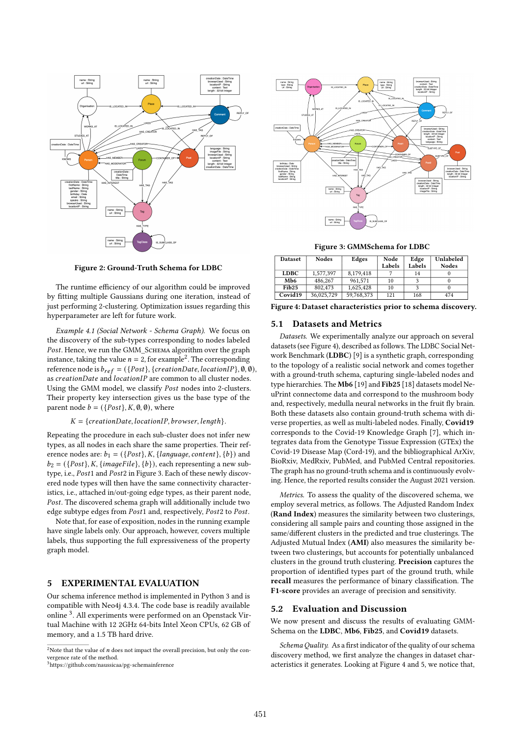Figure 2: Ground-Truth Schema for LDBC

The runtime efficiency of our algorithm could be improved by fitting multiple Gaussians during one iteration, instead of just performing 2-clustering. Optimization issues regarding this hyperparameter are left for future work.

*Example 4.1 (Social Network - Schema Graph).* We focus on the discovery of the sub-types corresponding to nodes labeled *Post*. Hence, we run the GMM_Schema algorithm over the graph instance, taking the value $n = 2$, for example[2]. The corresponding reference node is $b_{ref} = (\{Post\}, \{creationDate, locationIP\}, \emptyset, \emptyset)$, as *creationDate* and *locationIP* are common to all cluster nodes. Using the GMM model, we classify *Post* nodes into 2-clusters. Their property key intersection gives us the base type of the parent node $b = (\{Post\}, K, \emptyset, \emptyset)$, where

$$K = \{creationDate, locationIP, browser, length\}.$$

Repeating the procedure in each sub-cluster does not infer new types, as all nodes in each share the same properties. Their reference nodes are: $b_1 = (\{Post\}, K, \{language, content\}, \{b\})$ and $b_2 = (\{Post\}, K, \{imageFile\}, \{b\})$, each representing a new subtype, i.e., *Post*1 and *Post*2 in Figure 3. Each of these newly discovered node types will then have the same connectivity characteristics, i.e., attached in/out-going edge types, as their parent node, *Post*. The discovered schema graph will additionally include two edge subtype edges from *Post*1 and, respectively, *Post*2 to *Post*.

Note that, for ease of exposition, nodes in the running example have single labels only. Our approach, however, covers multiple labels, thus supporting the full expressiveness of the property graph model.

## 5 EXPERIMENTAL EVALUATION

Our schema inference method is implemented in Python 3 and is compatible with Neo4j 4.3.4. The code base is readily available online [3]. All experiments were performed on an Openstack Virtual Machine with 12 2GHz 64-bits Intel Xeon CPUs, 62 GB of memory, and a 1.5 TB hard drive.

[2] Note that the value of $n$ does not impact the overall precision, but only the convergence rate of the method.
[3] https://github.com/naussicaa/pg-schemainference

Figure 3: GMMSchema for LDBC

| Dataset | Nodes | Edges | Node Labels | Edge Labels | Unlabeled Nodes |
|---|---|---|---|---|---|
| **LDBC** | 1,577,397 | 8,179,418 | 7 | 14 | 0 |
| **Mb6** | 486,267 | 961,571 | 10 | 3 | 0 |
| **Fib25** | 802,473 | 1,625,428 | 10 | 3 | 0 |
| **Covid19** | 36,025,729 | 59,768,373 | 121 | 168 | 474 |

**Figure 4: Dataset characteristics prior to schema discovery.**

### 5.1 Datasets and Metrics

*Datasets.* We experimentally analyze our approach on several datasets (see Figure 4), described as follows. The LDBC Social Network Benchmark (**LDBC**) [9] is a synthetic graph, corresponding to the topology of a realistic social network and comes together with a ground-truth schema, capturing single-labeled nodes and type hierarchies. The **Mb6** [19] and **Fib25** [18] datasets model NeuPrint connectome data and correspond to the mushroom body and, respectively, medulla neural networks in the fruit fly brain. Both these datasets also contain ground-truth schema with diverse properties, as well as multi-labeled nodes. Finally, **Covid19** corresponds to the Covid-19 Knowledge Graph [7], which integrates data from the Genotype Tissue Expression (GTEx) the Covid-19 Disease Map (Cord-19), and the bibliographical ArXiv, BioRxiv, MedRxiv, PubMed, and PubMed Central repositories. The graph has no ground-truth schema and is continuously evolving. Hence, the reported results consider the August 2021 version.

*Metrics.* To assess the quality of the discovered schema, we employ several metrics, as follows. The Adjusted Random Index (**Rand Index**) measures the similarity between two clusterings, considering all sample pairs and counting those assigned in the same/different clusters in the predicted and true clusterings. The Adjusted Mutual Index (**AMI**) also measures the similarity between two clusterings, but accounts for potentially unbalanced clusters in the ground truth clustering. **Precision** captures the proportion of identified types part of the ground truth, while **recall** measures the performance of binary classification. The **F1-score** provides an average of precision and sensitivity.

### 5.2 Evaluation and Discussion

We now present and discuss the results of evaluating GMMSchema on the **LDBC**, **Mb6**, **Fib25**, and **Covid19** datasets.

*Schema Quality.* As a first indicator of the quality of our schema discovery method, we first analyze the changes in dataset characteristics it generates. Looking at Figure 4 and 5, we notice that,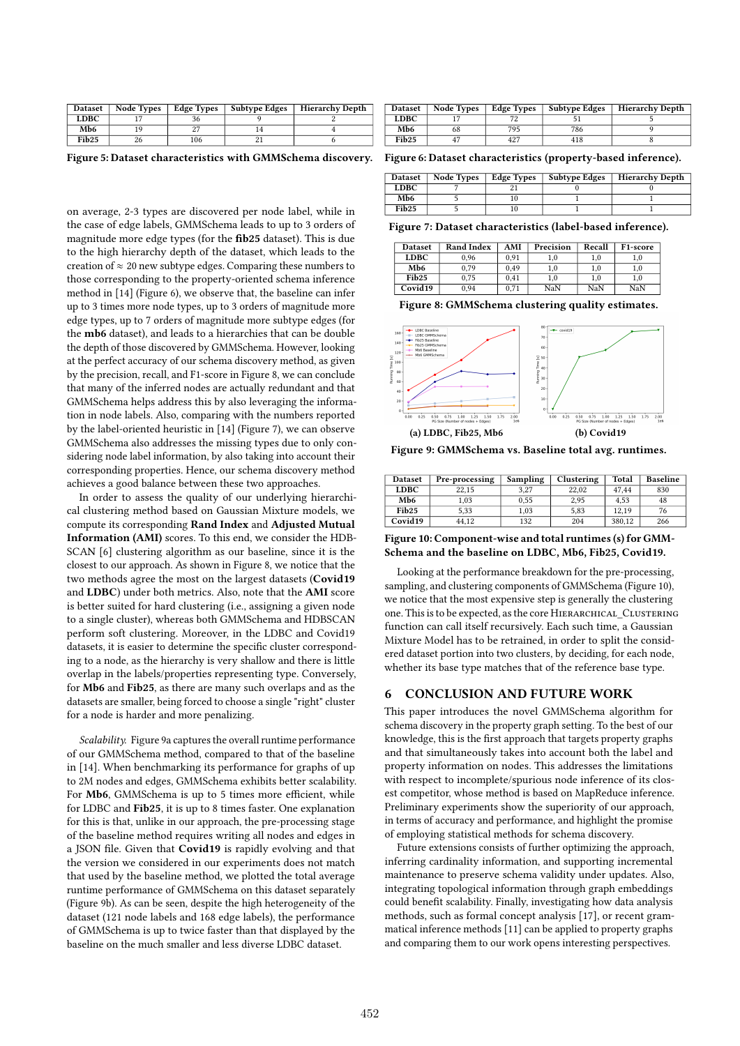| Dataset | Node Types | Edge Types | Subtype Edges | Hierarchy Depth |
|---|---|---|---|---|
| LDBC | 17 | 36 | 9 | 2 |
| Mb6 | 19 | 27 | 14 | 4 |
| Fib25 | 26 | 106 | 21 | 6 |

**Figure 5: Dataset characteristics with GMMSchema discovery.**

on average, 2-3 types are discovered per node label, while in the case of edge labels, GMMSchema leads to up to 3 orders of magnitude more edge types (for the **fib25** dataset). This is due to the high hierarchy depth of the dataset, which leads to the creation of ≈ 20 new subtype edges. Comparing these numbers to those corresponding to the property-oriented schema inference method in [14] (Figure 6), we observe that, the baseline can infer up to 3 times more node types, up to 3 orders of magnitude more edge types, up to 7 orders of magnitude more subtype edges (for the **mb6** dataset), and leads to a hierarchies that can be double the depth of those discovered by GMMSchema. However, looking at the perfect accuracy of our schema discovery method, as given by the precision, recall, and F1-score in Figure 8, we can conclude that many of the inferred nodes are actually redundant and that GMMSchema helps address this by also leveraging the information in node labels. Also, comparing with the numbers reported by the label-oriented heuristic in [14] (Figure 7), we can observe GMMSchema also addresses the missing types due to only considering node label information, by also taking into account their corresponding properties. Hence, our schema discovery method achieves a good balance between these two approaches.

In order to assess the quality of our underlying hierarchical clustering method based on Gaussian Mixture models, we compute its corresponding **Rand Index** and **Adjusted Mutual Information (AMI)** scores. To this end, we consider the HDBSCAN [6] clustering algorithm as our baseline, since it is the closest to our approach. As shown in Figure 8, we notice that the two methods agree the most on the largest datasets (**Covid19** and **LDBC**) under both metrics. Also, note that the **AMI** score is better suited for hard clustering (i.e., assigning a given node to a single cluster), whereas both GMMSchema and HDBSCAN perform soft clustering. Moreover, in the LDBC and Covid19 datasets, it is easier to determine the specific cluster corresponding to a node, as the hierarchy is very shallow and there is little overlap in the labels/properties representing type. Conversely, for **Mb6** and **Fib25**, as there are many such overlaps and as the datasets are smaller, being forced to choose a single "right" cluster for a node is harder and more penalizing.

*Scalability.* Figure 9a captures the overall runtime performance of our GMMSchema method, compared to that of the baseline in [14]. When benchmarking its performance for graphs of up to 2M nodes and edges, GMMSchema exhibits better scalability. For **Mb6**, GMMSchema is up to 5 times more efficient, while for LDBC and **Fib25**, it is up to 8 times faster. One explanation for this is that, unlike in our approach, the pre-processing stage of the baseline method requires writing all nodes and edges in a JSON file. Given that **Covid19** is rapidly evolving and that the version we considered in our experiments does not match that used by the baseline method, we plotted the total average runtime performance of GMMSchema on this dataset separately (Figure 9b). As can be seen, despite the high heterogeneity of the dataset (121 node labels and 168 edge labels), the performance of GMMSchema is up to twice faster than that displayed by the baseline on the much smaller and less diverse LDBC dataset.

| Dataset | Node Types | Edge Types | Subtype Edges | Hierarchy Depth |
|---|---|---|---|---|
| LDBC | 17 | 72 | 51 | 5 |
| Mb6 | 68 | 795 | 786 | 9 |
| Fib25 | 47 | 427 | 418 | 8 |

**Figure 6: Dataset characteristics (property-based inference).**

| Dataset | Node Types | Edge Types | Subtype Edges | Hierarchy Depth |
|---|---|---|---|---|
| LDBC | 7 | 21 | 0 | 0 |
| Mb6 | 5 | 10 | 1 | 1 |
| Fib25 | 5 | 10 | 1 | 1 |

**Figure 7: Dataset characteristics (label-based inference).**

| Dataset | Rand Index | AMI | Precision | Recall | F1-score |
|---|---|---|---|---|---|
| LDBC | 0,96 | 0,91 | 1,0 | 1,0 | 1,0 |
| Mb6 | 0,79 | 0,49 | 1,0 | 1,0 | 1,0 |
| Fib25 | 0,75 | 0,41 | 1,0 | 1,0 | 1,0 |
| Covid19 | 0,94 | 0,71 | NaN | NaN | NaN |

**Figure 8: GMMSchema clustering quality estimates.**

(a) LDBC, Fib25, Mb6 (b) Covid19

**Figure 9: GMMSchema vs. Baseline total avg. runtimes.**

| Dataset | Pre-processing | Sampling | Clustering | Total | Baseline |
|---|---|---|---|---|---|
| LDBC | 22,15 | 3,27 | 22,02 | 47,44 | 830 |
| Mb6 | 1,03 | 0,55 | 2,95 | 4,53 | 48 |
| Fib25 | 5,33 | 1,03 | 5,83 | 12,19 | 76 |
| Covid19 | 44,12 | 132 | 204 | 380,12 | 266 |

**Figure 10: Component-wise and total runtimes (s) for GMMSchema and the baseline on LDBC, Mb6, Fib25, Covid19.**

Looking at the performance breakdown for the pre-processing, sampling, and clustering components of GMMSchema (Figure 10), we notice that the most expensive step is generally the clustering one. This is to be expected, as the core HIERARCHICAL_CLUSTERING function can call itself recursively. Each such time, a Gaussian Mixture Model has to be retrained, in order to split the considered dataset portion into two clusters, by deciding, for each node, whether its base type matches that of the reference base type.

## 6 CONCLUSION AND FUTURE WORK

This paper introduces the novel GMMSchema algorithm for schema discovery in the property graph setting. To the best of our knowledge, this is the first approach that targets property graphs and that simultaneously takes into account both the label and property information on nodes. This addresses the limitations with respect to incomplete/spurious node inference of its closest competitor, whose method is based on MapReduce inference. Preliminary experiments show the superiority of our approach, in terms of accuracy and performance, and highlight the promise of employing statistical methods for schema discovery.

Future extensions consists of further optimizing the approach, inferring cardinality information, and supporting incremental maintenance to preserve schema validity under updates. Also, integrating topological information through graph embeddings could benefit scalability. Finally, investigating how data analysis methods, such as formal concept analysis [17], or recent grammatical inference methods [11] can be applied to property graphs and comparing them to our work opens interesting perspectives.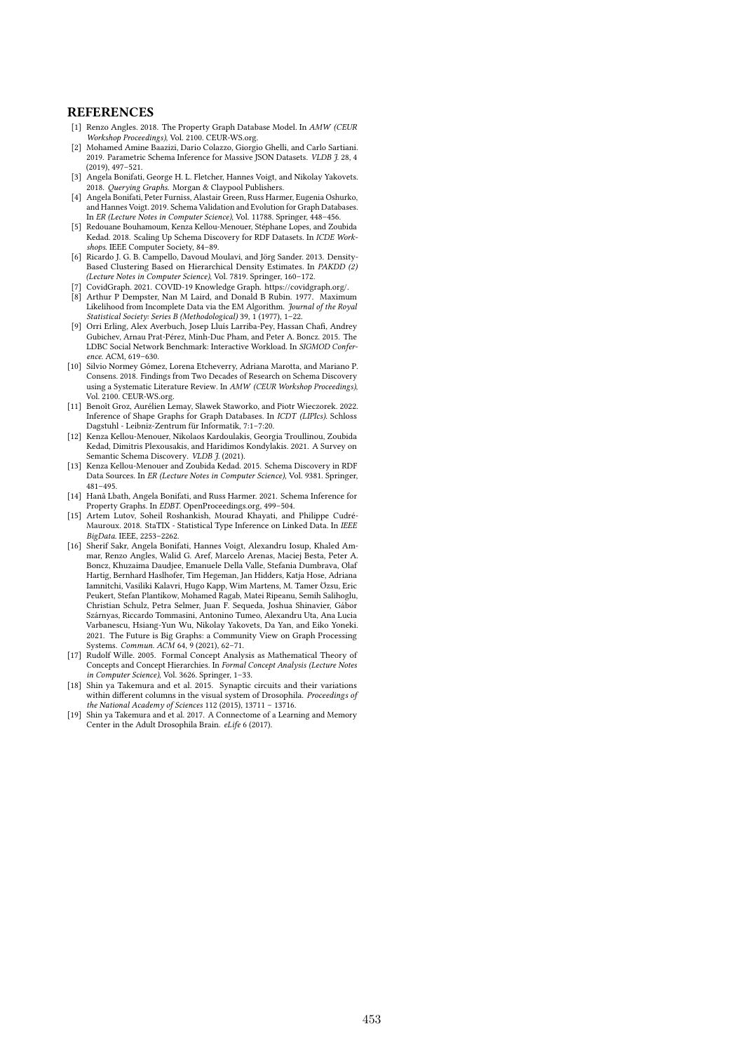## REFERENCES

[1] Renzo Angles. 2018. The Property Graph Database Model. In *AMW (CEUR Workshop Proceedings)*, Vol. 2100. CEUR-WS.org.

[2] Mohamed Amine Baazizi, Dario Colazzo, Giorgio Ghelli, and Carlo Sartiani. 2019. Parametric Schema Inference for Massive JSON Datasets. *VLDB J.* 28, 4 (2019), 497–521.

[3] Angela Bonifati, George H. L. Fletcher, Hannes Voigt, and Nikolay Yakovets. 2018. *Querying Graphs*. Morgan & Claypool Publishers.

[4] Angela Bonifati, Peter Furniss, Alastair Green, Russ Harmer, Eugenia Oshurko, and Hannes Voigt. 2019. Schema Validation and Evolution for Graph Databases. In *ER (Lecture Notes in Computer Science)*, Vol. 11788. Springer, 448–456.

[5] Redouane Bouhamoum, Kenza Kellou-Menouer, Stéphane Lopes, and Zoubida Kedad. 2018. Scaling Up Schema Discovery for RDF Datasets. In *ICDE Workshops*. IEEE Computer Society, 84–89.

[6] Ricardo J. G. B. Campello, Davoud Moulavi, and Jörg Sander. 2013. Density-Based Clustering Based on Hierarchical Density Estimates. In *PAKDD (2) (Lecture Notes in Computer Science)*, Vol. 7819. Springer, 160–172.

[7] CovidGraph. 2021. COVID-19 Knowledge Graph. https://covidgraph.org/.

[8] Arthur P Dempster, Nan M Laird, and Donald B Rubin. 1977. Maximum Likelihood from Incomplete Data via the EM Algorithm. *Journal of the Royal Statistical Society: Series B (Methodological)* 39, 1 (1977), 1–22.

[9] Orri Erling, Alex Averbuch, Josep Lluís Larriba-Pey, Hassan Chafi, Andrey Gubichev, Arnau Prat-Pérez, Minh-Duc Pham, and Peter A. Boncz. 2015. The LDBC Social Network Benchmark: Interactive Workload. In *SIGMOD Conference*. ACM, 619–630.

[10] Silvio Normey Gómez, Lorena Etcheverry, Adriana Marotta, and Mariano P. Consens. 2018. Findings from Two Decades of Research on Schema Discovery using a Systematic Literature Review. In *AMW (CEUR Workshop Proceedings)*, Vol. 2100. CEUR-WS.org.

[11] Benoît Groz, Aurélien Lemay, Slawek Staworko, and Piotr Wieczorek. 2022. Inference of Shape Graphs for Graph Databases. In *ICDT (LIPIcs)*. Schloss Dagstuhl - Leibniz-Zentrum für Informatik, 7:1–7:20.

[12] Kenza Kellou-Menouer, Nikolaos Kardoulakis, Georgia Troullinou, Zoubida Kedad, Dimitris Plexousakis, and Haridimos Kondylakis. 2021. A Survey on Semantic Schema Discovery. *VLDB J.* (2021).

[13] Kenza Kellou-Menouer and Zoubida Kedad. 2015. Schema Discovery in RDF Data Sources. In *ER (Lecture Notes in Computer Science)*, Vol. 9381. Springer, 481–495.

[14] Hanâ Lbath, Angela Bonifati, and Russ Harmer. 2021. Schema Inference for Property Graphs. In *EDBT*. OpenProceedings.org, 499–504.

[15] Artem Lutov, Soheil Roshankish, Mourad Khayati, and Philippe Cudré-Mauroux. 2018. StaTIX - Statistical Type Inference on Linked Data. In *IEEE BigData*. IEEE, 2253–2262.

[16] Sherif Sakr, Angela Bonifati, Hannes Voigt, Alexandru Iosup, Khaled Ammar, Renzo Angles, Walid G. Aref, Marcelo Arenas, Maciej Besta, Peter A. Boncz, Khuzaima Daudjee, Emanuele Della Valle, Stefania Dumbrava, Olaf Hartig, Bernhard Haslhofer, Tim Hegeman, Jan Hidders, Katja Hose, Adriana Iamnitchi, Vasiliki Kalavri, Hugo Kapp, Wim Martens, M. Tamer Özsu, Eric Peukert, Stefan Plantikow, Mohamed Ragab, Matei Ripeanu, Semih Salihoglu, Christian Schulz, Petra Selmer, Juan F. Sequeda, Joshua Shinavier, Gábor Szárnyas, Riccardo Tommasini, Antonino Tumeo, Alexandru Uta, Ana Lucia Varbanescu, Hsiang-Yun Wu, Nikolay Yakovets, Da Yan, and Eiko Yoneki. 2021. The Future is Big Graphs: a Community View on Graph Processing Systems. *Commun. ACM* 64, 9 (2021), 62–71.

[17] Rudolf Wille. 2005. Formal Concept Analysis as Mathematical Theory of Concepts and Concept Hierarchies. In *Formal Concept Analysis (Lecture Notes in Computer Science)*, Vol. 3626. Springer, 1–33.

[18] Shin ya Takemura and et al. 2015. Synaptic circuits and their variations within different columns in the visual system of Drosophila. *Proceedings of the National Academy of Sciences* 112 (2015), 13711 – 13716.

[19] Shin ya Takemura and et al. 2017. A Connectome of a Learning and Memory Center in the Adult Drosophila Brain. *eLife* 6 (2017).